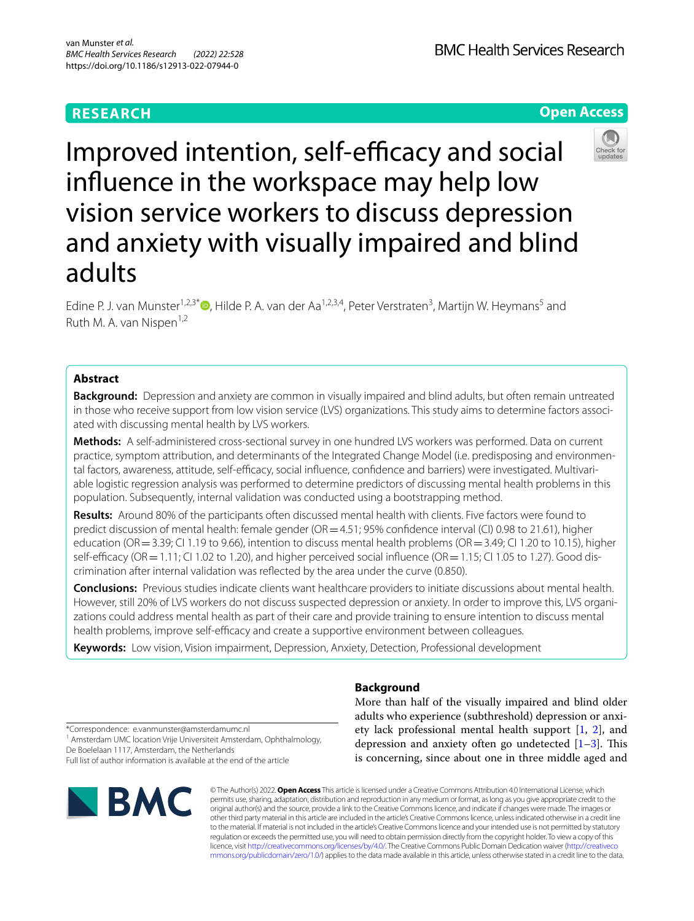RESEARCH

Open Access

# Improved intention, self-efficacy and social influence in the workspace may help low vision service workers to discuss depression and anxiety with visually impaired and blind adults

Edine P. J. van Munster[1,2,3*], Hilde P. A. van der Aa[1,2,3,4], Peter Verstraten[3], Martijn W. Heymans[5] and Ruth M. A. van Nispen[1,2]

## Abstract

**Background:** Depression and anxiety are common in visually impaired and blind adults, but often remain untreated in those who receive support from low vision service (LVS) organizations. This study aims to determine factors associated with discussing mental health by LVS workers.

**Methods:** A self-administered cross-sectional survey in one hundred LVS workers was performed. Data on current practice, symptom attribution, and determinants of the Integrated Change Model (i.e. predisposing and environmental factors, awareness, attitude, self-efficacy, social influence, confidence and barriers) were investigated. Multivariable logistic regression analysis was performed to determine predictors of discussing mental health problems in this population. Subsequently, internal validation was conducted using a bootstrapping method.

**Results:** Around 80% of the participants often discussed mental health with clients. Five factors were found to predict discussion of mental health: female gender (OR = 4.51; 95% confidence interval (CI) 0.98 to 21.61), higher education (OR = 3.39; CI 1.19 to 9.66), intention to discuss mental health problems (OR = 3.49; CI 1.20 to 10.15), higher self-efficacy (OR = 1.11; CI 1.02 to 1.20), and higher perceived social influence (OR = 1.15; CI 1.05 to 1.27). Good discrimination after internal validation was reflected by the area under the curve (0.850).

**Conclusions:** Previous studies indicate clients want healthcare providers to initiate discussions about mental health. However, still 20% of LVS workers do not discuss suspected depression or anxiety. In order to improve this, LVS organizations could address mental health as part of their care and provide training to ensure intention to discuss mental health problems, improve self-efficacy and create a supportive environment between colleagues.

**Keywords:** Low vision, Vision impairment, Depression, Anxiety, Detection, Professional development

## Background

More than half of the visually impaired and blind older adults who experience (subthreshold) depression or anxiety lack professional mental health support [1, 2], and depression and anxiety often go undetected [1–3]. This is concerning, since about one in three middle aged and

*Correspondence: e.vanmunster@amsterdamumc.nl
[1] Amsterdam UMC location Vrije Universiteit Amsterdam, Ophthalmology, De Boelelaan 1117, Amsterdam, the Netherlands
Full list of author information is available at the end of the article

© The Author(s) 2022. **Open Access** This article is licensed under a Creative Commons Attribution 4.0 International License, which permits use, sharing, adaptation, distribution and reproduction in any medium or format, as long as you give appropriate credit to the original author(s) and the source, provide a link to the Creative Commons licence, and indicate if changes were made. The images or other third party material in this article are included in the article's Creative Commons licence, unless indicated otherwise in a credit line to the material. If material is not included in the article's Creative Commons licence and your intended use is not permitted by statutory regulation or exceeds the permitted use, you will need to obtain permission directly from the copyright holder. To view a copy of this licence, visit http://creativecommons.org/licenses/by/4.0/. The Creative Commons Public Domain Dedication waiver (http://creativecommons.org/publicdomain/zero/1.0/) applies to the data made available in this article, unless otherwise stated in a credit line to the data.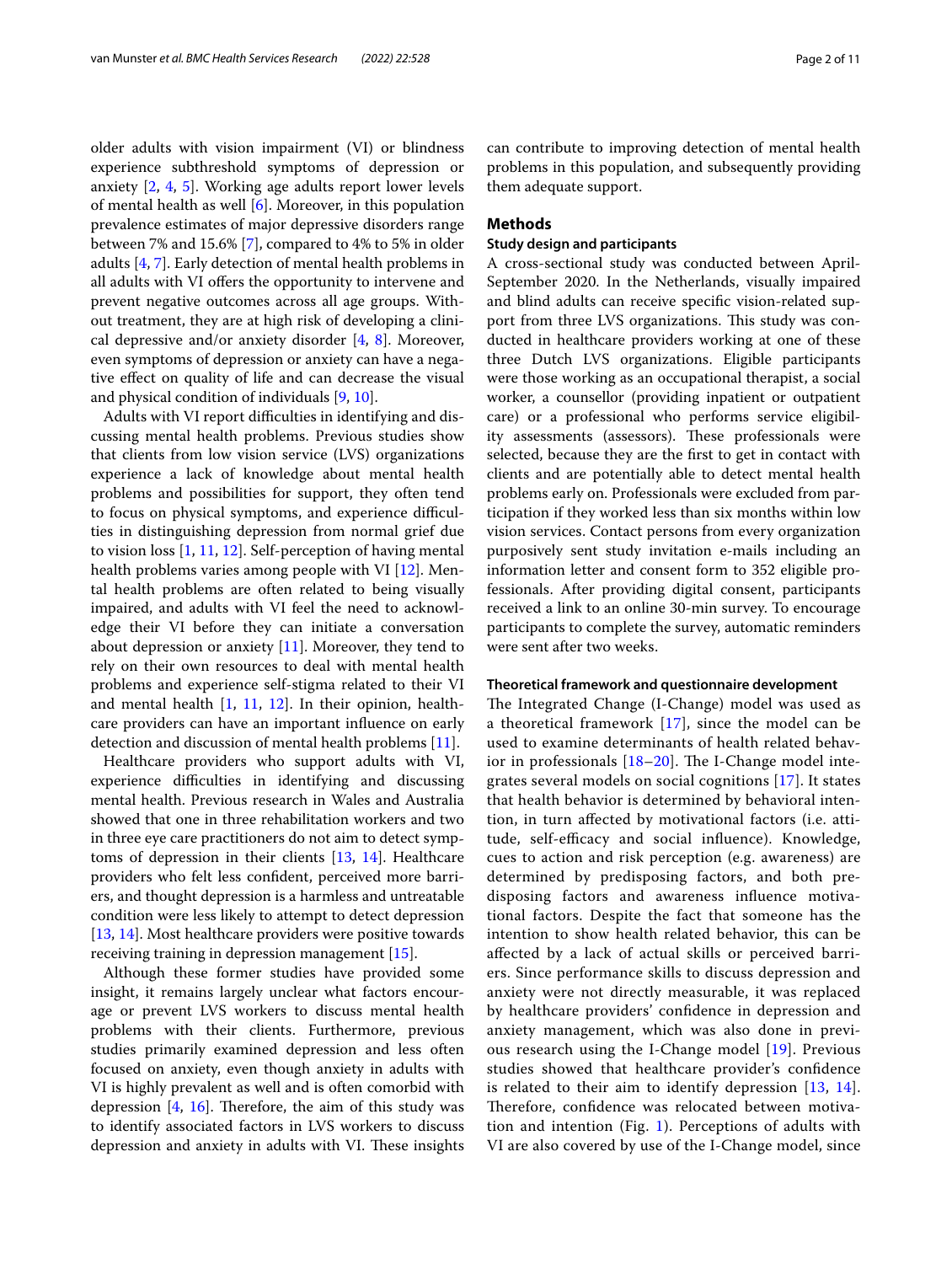older adults with vision impairment (VI) or blindness experience subthreshold symptoms of depression or anxiety [2, 4, 5]. Working age adults report lower levels of mental health as well [6]. Moreover, in this population prevalence estimates of major depressive disorders range between 7% and 15.6% [7], compared to 4% to 5% in older adults [4, 7]. Early detection of mental health problems in all adults with VI offers the opportunity to intervene and prevent negative outcomes across all age groups. Without treatment, they are at high risk of developing a clinical depressive and/or anxiety disorder [4, 8]. Moreover, even symptoms of depression or anxiety can have a negative effect on quality of life and can decrease the visual and physical condition of individuals [9, 10].

Adults with VI report difficulties in identifying and discussing mental health problems. Previous studies show that clients from low vision service (LVS) organizations experience a lack of knowledge about mental health problems and possibilities for support, they often tend to focus on physical symptoms, and experience difficulties in distinguishing depression from normal grief due to vision loss [1, 11, 12]. Self-perception of having mental health problems varies among people with VI [12]. Mental health problems are often related to being visually impaired, and adults with VI feel the need to acknowledge their VI before they can initiate a conversation about depression or anxiety [11]. Moreover, they tend to rely on their own resources to deal with mental health problems and experience self-stigma related to their VI and mental health [1, 11, 12]. In their opinion, healthcare providers can have an important influence on early detection and discussion of mental health problems [11].

Healthcare providers who support adults with VI, experience difficulties in identifying and discussing mental health. Previous research in Wales and Australia showed that one in three rehabilitation workers and two in three eye care practitioners do not aim to detect symptoms of depression in their clients [13, 14]. Healthcare providers who felt less confident, perceived more barriers, and thought depression is a harmless and untreatable condition were less likely to attempt to detect depression [13, 14]. Most healthcare providers were positive towards receiving training in depression management [15].

Although these former studies have provided some insight, it remains largely unclear what factors encourage or prevent LVS workers to discuss mental health problems with their clients. Furthermore, previous studies primarily examined depression and less often focused on anxiety, even though anxiety in adults with VI is highly prevalent as well and is often comorbid with depression [4, 16]. Therefore, the aim of this study was to identify associated factors in LVS workers to discuss depression and anxiety in adults with VI. These insights can contribute to improving detection of mental health problems in this population, and subsequently providing them adequate support.

## Methods

### Study design and participants

A cross-sectional study was conducted between April-September 2020. In the Netherlands, visually impaired and blind adults can receive specific vision-related support from three LVS organizations. This study was conducted in healthcare providers working at one of these three Dutch LVS organizations. Eligible participants were those working as an occupational therapist, a social worker, a counsellor (providing inpatient or outpatient care) or a professional who performs service eligibility assessments (assessors). These professionals were selected, because they are the first to get in contact with clients and are potentially able to detect mental health problems early on. Professionals were excluded from participation if they worked less than six months within low vision services. Contact persons from every organization purposively sent study invitation e-mails including an information letter and consent form to 352 eligible professionals. After providing digital consent, participants received a link to an online 30-min survey. To encourage participants to complete the survey, automatic reminders were sent after two weeks.

### Theoretical framework and questionnaire development

The Integrated Change (I-Change) model was used as a theoretical framework [17], since the model can be used to examine determinants of health related behavior in professionals [18–20]. The I-Change model integrates several models on social cognitions [17]. It states that health behavior is determined by behavioral intention, in turn affected by motivational factors (i.e. attitude, self-efficacy and social influence). Knowledge, cues to action and risk perception (e.g. awareness) are determined by predisposing factors, and both predisposing factors and awareness influence motivational factors. Despite the fact that someone has the intention to show health related behavior, this can be affected by a lack of actual skills or perceived barriers. Since performance skills to discuss depression and anxiety were not directly measurable, it was replaced by healthcare providers' confidence in depression and anxiety management, which was also done in previous research using the I-Change model [19]. Previous studies showed that healthcare provider's confidence is related to their aim to identify depression [13, 14]. Therefore, confidence was relocated between motivation and intention (Fig. 1). Perceptions of adults with VI are also covered by use of the I-Change model, since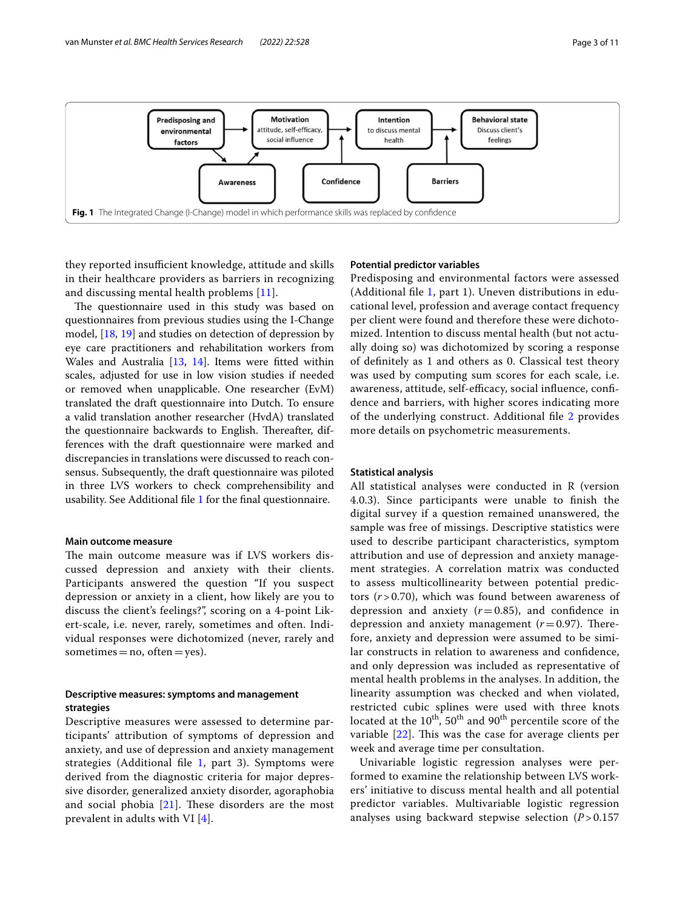Fig. 1 The Integrated Change (I-Change) model in which performance skills was replaced by confidence

they reported insufficient knowledge, attitude and skills in their healthcare providers as barriers in recognizing and discussing mental health problems [11].

The questionnaire used in this study was based on questionnaires from previous studies using the I-Change model, [18, 19] and studies on detection of depression by eye care practitioners and rehabilitation workers from Wales and Australia [13, 14]. Items were fitted within scales, adjusted for use in low vision studies if needed or removed when unapplicable. One researcher (EvM) translated the draft questionnaire into Dutch. To ensure a valid translation another researcher (HvdA) translated the questionnaire backwards to English. Thereafter, differences with the draft questionnaire were marked and discrepancies in translations were discussed to reach consensus. Subsequently, the draft questionnaire was piloted in three LVS workers to check comprehensibility and usability. See Additional file 1 for the final questionnaire.

### Main outcome measure

The main outcome measure was if LVS workers discussed depression and anxiety with their clients. Participants answered the question "If you suspect depression or anxiety in a client, how likely are you to discuss the client's feelings?", scoring on a 4-point Likert-scale, i.e. never, rarely, sometimes and often. Individual responses were dichotomized (never, rarely and sometimes = no, often = yes).

### Descriptive measures: symptoms and management strategies

Descriptive measures were assessed to determine participants' attribution of symptoms of depression and anxiety, and use of depression and anxiety management strategies (Additional file 1, part 3). Symptoms were derived from the diagnostic criteria for major depressive disorder, generalized anxiety disorder, agoraphobia and social phobia [21]. These disorders are the most prevalent in adults with VI [4].

### Potential predictor variables

Predisposing and environmental factors were assessed (Additional file 1, part 1). Uneven distributions in educational level, profession and average contact frequency per client were found and therefore these were dichotomized. Intention to discuss mental health (but not actually doing so) was dichotomized by scoring a response of definitely as 1 and others as 0. Classical test theory was used by computing sum scores for each scale, i.e. awareness, attitude, self-efficacy, social influence, confidence and barriers, with higher scores indicating more of the underlying construct. Additional file 2 provides more details on psychometric measurements.

### Statistical analysis

All statistical analyses were conducted in R (version 4.0.3). Since participants were unable to finish the digital survey if a question remained unanswered, the sample was free of missings. Descriptive statistics were used to describe participant characteristics, symptom attribution and use of depression and anxiety management strategies. A correlation matrix was conducted to assess multicollinearity between potential predictors ($r > 0.70$), which was found between awareness of depression and anxiety ($r = 0.85$), and confidence in depression and anxiety management ($r = 0.97$). Therefore, anxiety and depression were assumed to be similar constructs in relation to awareness and confidence, and only depression was included as representative of mental health problems in the analyses. In addition, the linearity assumption was checked and when violated, restricted cubic splines were used with three knots located at the $10^{th}$, $50^{th}$ and $90^{th}$ percentile score of the variable [22]. This was the case for average clients per week and average time per consultation.

Univariable logistic regression analyses were performed to examine the relationship between LVS workers' initiative to discuss mental health and all potential predictor variables. Multivariable logistic regression analyses using backward stepwise selection ($P > 0.157$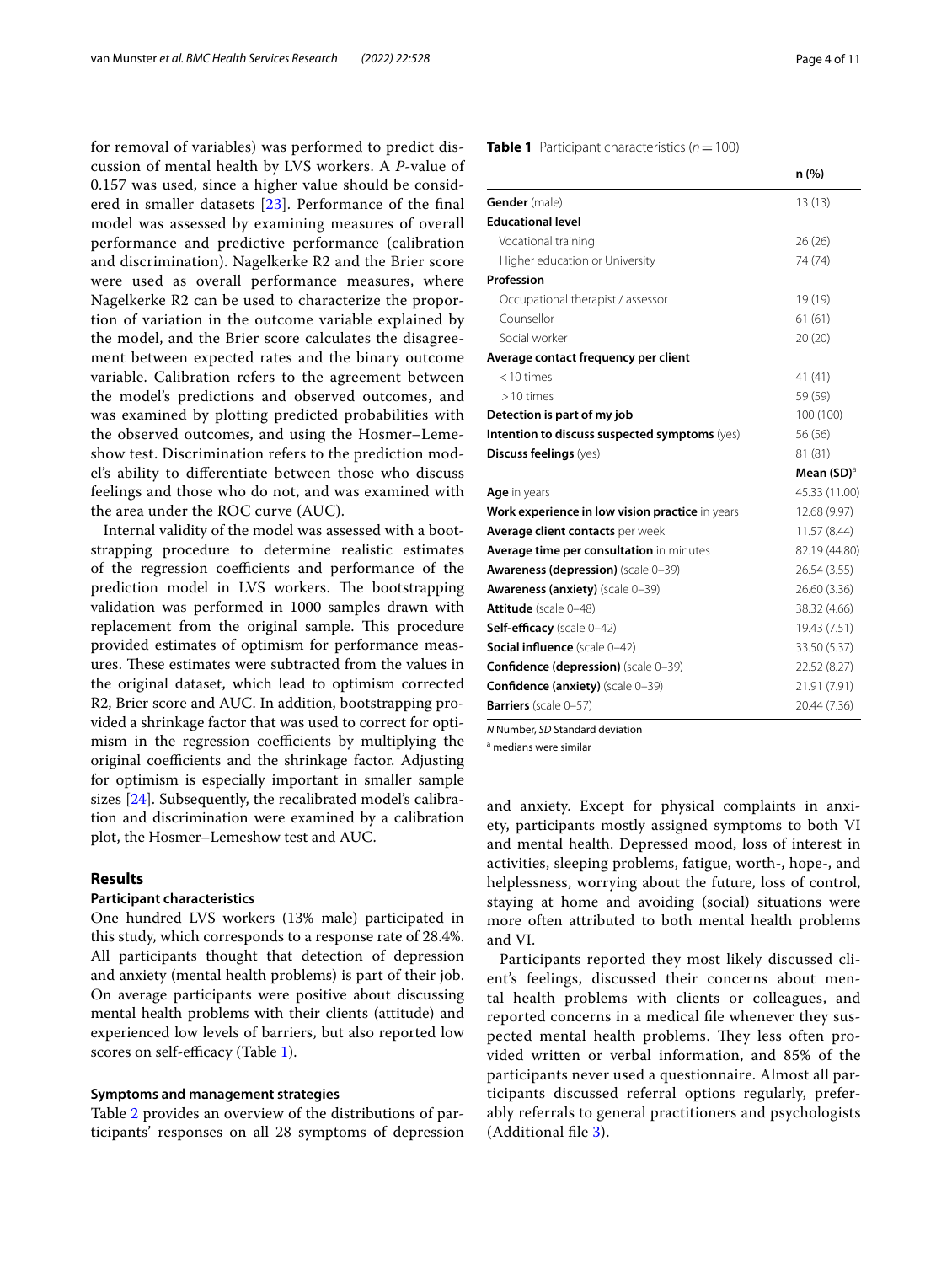for removal of variables) was performed to predict discussion of mental health by LVS workers. A *P*-value of 0.157 was used, since a higher value should be considered in smaller datasets [23]. Performance of the final model was assessed by examining measures of overall performance and predictive performance (calibration and discrimination). Nagelkerke R2 and the Brier score were used as overall performance measures, where Nagelkerke R2 can be used to characterize the proportion of variation in the outcome variable explained by the model, and the Brier score calculates the disagreement between expected rates and the binary outcome variable. Calibration refers to the agreement between the model's predictions and observed outcomes, and was examined by plotting predicted probabilities with the observed outcomes, and using the Hosmer–Lemeshow test. Discrimination refers to the prediction model's ability to differentiate between those who discuss feelings and those who do not, and was examined with the area under the ROC curve (AUC).

Internal validity of the model was assessed with a bootstrapping procedure to determine realistic estimates of the regression coefficients and performance of the prediction model in LVS workers. The bootstrapping validation was performed in 1000 samples drawn with replacement from the original sample. This procedure provided estimates of optimism for performance measures. These estimates were subtracted from the values in the original dataset, which lead to optimism corrected R2, Brier score and AUC. In addition, bootstrapping provided a shrinkage factor that was used to correct for optimism in the regression coefficients by multiplying the original coefficients and the shrinkage factor. Adjusting for optimism is especially important in smaller sample sizes [24]. Subsequently, the recalibrated model's calibration and discrimination were examined by a calibration plot, the Hosmer–Lemeshow test and AUC.

## Results

### Participant characteristics

One hundred LVS workers (13% male) participated in this study, which corresponds to a response rate of 28.4%. All participants thought that detection of depression and anxiety (mental health problems) is part of their job. On average participants were positive about discussing mental health problems with their clients (attitude) and experienced low levels of barriers, but also reported low scores on self-efficacy (Table 1).

**Table 1** Participant characteristics ($n = 100$)

| | n (%) |
|---|---|
| **Gender** (male) | 13 (13) |
| **Educational level** | |
| Vocational training | 26 (26) |
| Higher education or University | 74 (74) |
| **Profession** | |
| Occupational therapist / assessor | 19 (19) |
| Counsellor | 61 (61) |
| Social worker | 20 (20) |
| **Average contact frequency per client** | |
| < 10 times | 41 (41) |
| > 10 times | 59 (59) |
| **Detection is part of my job** | 100 (100) |
| **Intention to discuss suspected symptoms** (yes) | 56 (56) |
| **Discuss feelings** (yes) | 81 (81) |
| | **Mean (SD)**[a] |
| **Age** in years | 45.33 (11.00) |
| **Work experience in low vision practice** in years | 12.68 (9.97) |
| **Average client contacts** per week | 11.57 (8.44) |
| **Average time per consultation** in minutes | 82.19 (44.80) |
| **Awareness (depression)** (scale 0–39) | 26.54 (3.55) |
| **Awareness (anxiety)** (scale 0–39) | 26.60 (3.36) |
| **Attitude** (scale 0–48) | 38.32 (4.66) |
| **Self-efficacy** (scale 0–42) | 19.43 (7.51) |
| **Social influence** (scale 0–42) | 33.50 (5.37) |
| **Confidence (depression)** (scale 0–39) | 22.52 (8.27) |
| **Confidence (anxiety)** (scale 0–39) | 21.91 (7.91) |
| **Barriers** (scale 0–57) | 20.44 (7.36) |

*N* Number, *SD* Standard deviation

[a] medians were similar

### Symptoms and management strategies

Table 2 provides an overview of the distributions of participants' responses on all 28 symptoms of depression and anxiety. Except for physical complaints in anxiety, participants mostly assigned symptoms to both VI and mental health. Depressed mood, loss of interest in activities, sleeping problems, fatigue, worth-, hope-, and helplessness, worrying about the future, loss of control, staying at home and avoiding (social) situations were more often attributed to both mental health problems and VI.

Participants reported they most likely discussed client's feelings, discussed their concerns about mental health problems with clients or colleagues, and reported concerns in a medical file whenever they suspected mental health problems. They less often provided written or verbal information, and 85% of the participants never used a questionnaire. Almost all participants discussed referral options regularly, preferably referrals to general practitioners and psychologists (Additional file 3).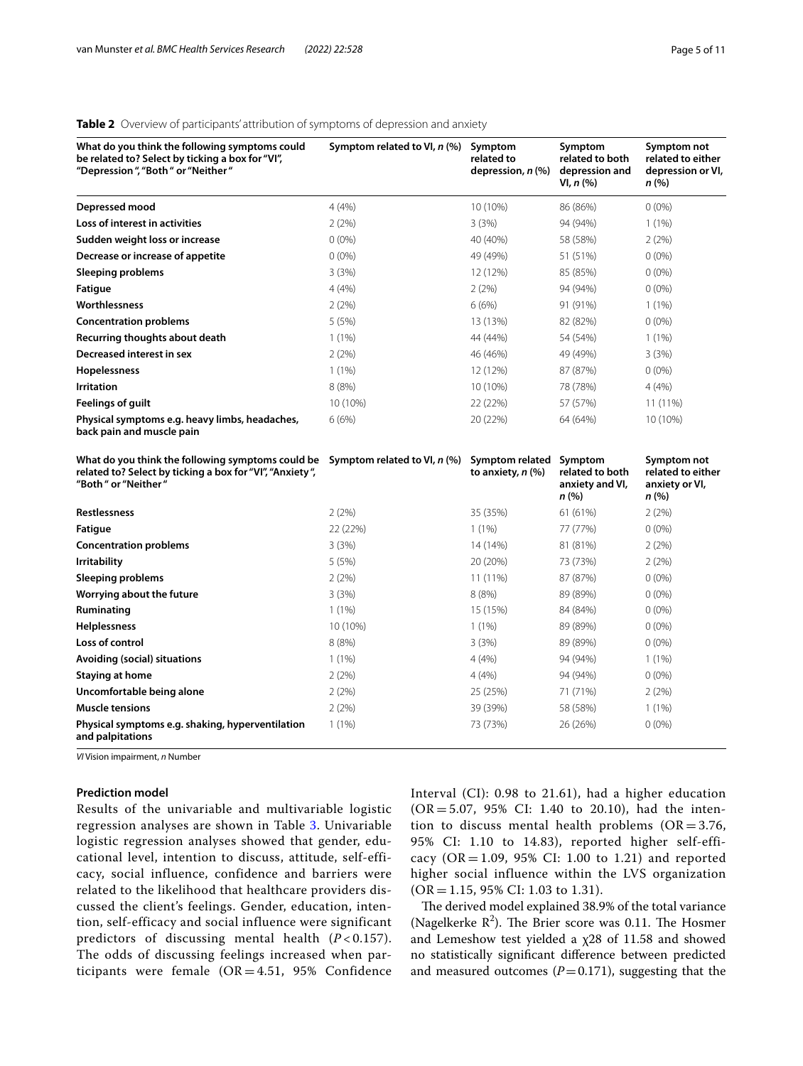**Table 2** Overview of participants' attribution of symptoms of depression and anxiety

| What do you think the following symptoms could be related to? Select by ticking a box for "VI", "Depression ", "Both " or "Neither " | Symptom related to VI, *n* (%) | Symptom related to depression, *n* (%) | Symptom related to both depression and VI, *n* (%) | Symptom not related to either depression or VI, *n* (%) |
|---|---|---|---|---|
| **Depressed mood** | 4 (4%) | 10 (10%) | 86 (86%) | 0 (0%) |
| **Loss of interest in activities** | 2 (2%) | 3 (3%) | 94 (94%) | 1 (1%) |
| **Sudden weight loss or increase** | 0 (0%) | 40 (40%) | 58 (58%) | 2 (2%) |
| **Decrease or increase of appetite** | 0 (0%) | 49 (49%) | 51 (51%) | 0 (0%) |
| **Sleeping problems** | 3 (3%) | 12 (12%) | 85 (85%) | 0 (0%) |
| **Fatigue** | 4 (4%) | 2 (2%) | 94 (94%) | 0 (0%) |
| **Worthlessness** | 2 (2%) | 6 (6%) | 91 (91%) | 1 (1%) |
| **Concentration problems** | 5 (5%) | 13 (13%) | 82 (82%) | 0 (0%) |
| **Recurring thoughts about death** | 1 (1%) | 44 (44%) | 54 (54%) | 1 (1%) |
| **Decreased interest in sex** | 2 (2%) | 46 (46%) | 49 (49%) | 3 (3%) |
| **Hopelessness** | 1 (1%) | 12 (12%) | 87 (87%) | 0 (0%) |
| **Irritation** | 8 (8%) | 10 (10%) | 78 (78%) | 4 (4%) |
| **Feelings of guilt** | 10 (10%) | 22 (22%) | 57 (57%) | 11 (11%) |
| **Physical symptoms e.g. heavy limbs, headaches, back pain and muscle pain** | 6 (6%) | 20 (22%) | 64 (64%) | 10 (10%) |
| **What do you think the following symptoms could be related to? Select by ticking a box for "VI", "Anxiety ", "Both " or "Neither "** | **Symptom related to VI, *n* (%)** | **Symptom related to anxiety, *n* (%)** | **Symptom related to both anxiety and VI, *n* (%)** | **Symptom not related to either anxiety or VI, *n* (%)** |
| **Restlessness** | 2 (2%) | 35 (35%) | 61 (61%) | 2 (2%) |
| **Fatigue** | 22 (22%) | 1 (1%) | 77 (77%) | 0 (0%) |
| **Concentration problems** | 3 (3%) | 14 (14%) | 81 (81%) | 2 (2%) |
| **Irritability** | 5 (5%) | 20 (20%) | 73 (73%) | 2 (2%) |
| **Sleeping problems** | 2 (2%) | 11 (11%) | 87 (87%) | 0 (0%) |
| **Worrying about the future** | 3 (3%) | 8 (8%) | 89 (89%) | 0 (0%) |
| **Ruminating** | 1 (1%) | 15 (15%) | 84 (84%) | 0 (0%) |
| **Helplessness** | 10 (10%) | 1 (1%) | 89 (89%) | 0 (0%) |
| **Loss of control** | 8 (8%) | 3 (3%) | 89 (89%) | 0 (0%) |
| **Avoiding (social) situations** | 1 (1%) | 4 (4%) | 94 (94%) | 1 (1%) |
| **Staying at home** | 2 (2%) | 4 (4%) | 94 (94%) | 0 (0%) |
| **Uncomfortable being alone** | 2 (2%) | 25 (25%) | 71 (71%) | 2 (2%) |
| **Muscle tensions** | 2 (2%) | 39 (39%) | 58 (58%) | 1 (1%) |
| **Physical symptoms e.g. shaking, hyperventilation and palpitations** | 1 (1%) | 73 (73%) | 26 (26%) | 0 (0%) |

*VI* Vision impairment, *n* Number

### Prediction model

Results of the univariable and multivariable logistic regression analyses are shown in Table 3. Univariable logistic regression analyses showed that gender, educational level, intention to discuss, attitude, self-efficacy, social influence, confidence and barriers were related to the likelihood that healthcare providers discussed the client's feelings. Gender, education, intention, self-efficacy and social influence were significant predictors of discussing mental health ($P < 0.157$). The odds of discussing feelings increased when participants were female (OR = 4.51, 95% Confidence Interval (CI): 0.98 to 21.61), had a higher education (OR = 5.07, 95% CI: 1.40 to 20.10), had the intention to discuss mental health problems (OR = 3.76, 95% CI: 1.10 to 14.83), reported higher self-efficacy (OR = 1.09, 95% CI: 1.00 to 1.21) and reported higher social influence within the LVS organization (OR = 1.15, 95% CI: 1.03 to 1.31).

The derived model explained 38.9% of the total variance (Nagelkerke $R^2$). The Brier score was 0.11. The Hosmer and Lemeshow test yielded a $\chi 28$ of 11.58 and showed no statistically significant difference between predicted and measured outcomes ($P = 0.171$), suggesting that the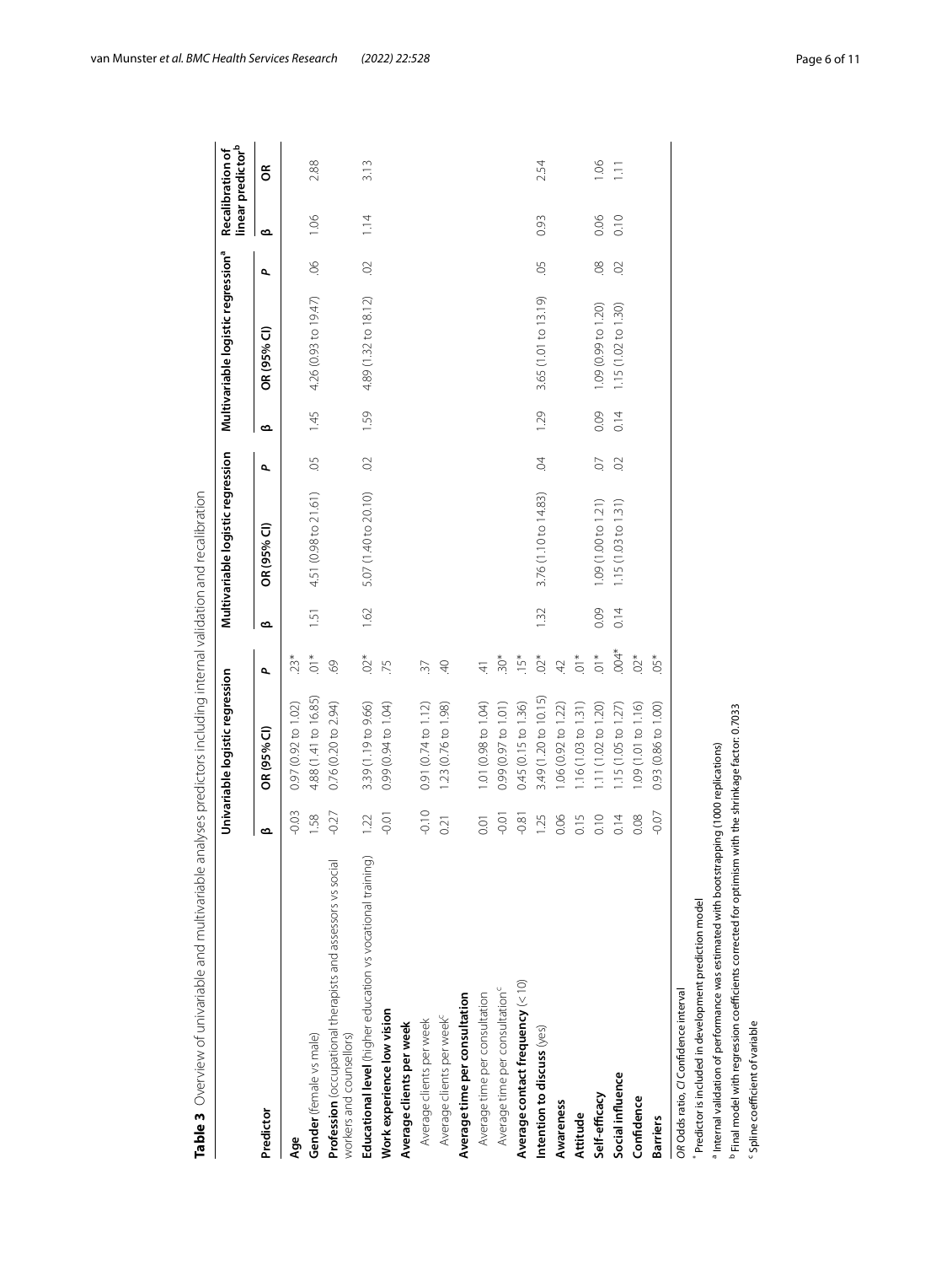**Table 3** Overview of univariable and multivariable analyses predictors including internal validation and recalibration

| Predictor | Univariable logistic regression | | | Multivariable logistic regression | | | Multivariable logistic regression[a] | | | Recalibration of linear predictor[b] | |
|---|---|---|---|---|---|---|---|---|---|---|---|
| | β | OR (95% CI) | P | β | OR (95% CI) | P | β | OR (95% CI) | P | β | OR |
| **Age** | -0.03 | 0.97 (0.92 to 1.02) | .23* | | | | | | | | |
| **Gender** (female vs male) | 1.58 | 4.88 (1.41 to 16.85) | .01* | 1.51 | 4.51 (0.98 to 21.61) | .05 | 1.45 | 4.26 (0.93 to 19.47) | .06 | 1.06 | 2.88 |
| **Profession** (occupational therapists and assessors vs social workers and counsellors) | -0.27 | 0.76 (0.20 to 2.94) | .69 | | | | | | | | |
| **Educational level** (higher education vs vocational training) | 1.22 | 3.39 (1.19 to 9.66) | .02* | 1.62 | 5.07 (1.40 to 20.10) | .02 | 1.59 | 4.89 (1.32 to 18.12) | .02 | 1.14 | 3.13 |
| **Work experience low vision** | -0.01 | 0.99 (0.94 to 1.04) | .75 | | | | | | | | |
| **Average clients per week** | | | | | | | | | | | |
| Average clients per week | -0.10 | 0.91 (0.74 to 1.12) | .37 | | | | | | | | |
| Average clients per week[c] | 0.21 | 1.23 (0.76 to 1.98) | .40 | | | | | | | | |
| **Average time per consultation** | | | | | | | | | | | |
| Average time per consultation | 0.01 | 1.01 (0.98 to 1.04) | .41 | | | | | | | | |
| Average time per consultation[c] | -0.01 | 0.99 (0.97 to 1.01) | .30* | | | | | | | | |
| **Average contact frequency** (< 10) | -0.81 | 0.45 (0.15 to 1.36) | .15* | | | | | | | | |
| **Intention to discuss** (yes) | 1.25 | 3.49 (1.20 to 10.15) | .02* | 1.32 | 3.76 (1.10 to 14.83) | .04 | 1.29 | 3.65 (1.01 to 13.19) | .05 | 0.93 | 2.54 |
| **Awareness** | 0.06 | 1.06 (0.92 to 1.22) | .42 | | | | | | | | |
| **Attitude** | 0.15 | 1.16 (1.03 to 1.31) | .01* | | | | | | | | |
| **Self-efficacy** | 0.10 | 1.11 (1.02 to 1.20) | .01* | 0.09 | 1.09 (1.00 to 1.21) | .07 | 0.09 | 1.09 (0.99 to 1.20) | .08 | 0.06 | 1.06 |
| **Social influence** | 0.14 | 1.15 (1.05 to 1.27) | .004* | 0.14 | 1.15 (1.03 to 1.31) | .02 | 0.14 | 1.15 (1.02 to 1.30) | .02 | 0.10 | 1.11 |
| **Confidence** | 0.08 | 1.09 (1.01 to 1.16) | .02* | | | | | | | | |
| **Barriers** | -0.07 | 0.93 (0.86 to 1.00) | .05* | | | | | | | | |

*OR* Odds ratio, *CI* Confidence interval

\* Predictor is included in development prediction model

[a] Internal validation of performance was estimated with bootstrapping (1000 replications)

[b] Final model with regression coefficients corrected for optimism with the shrinkage factor: 0.7033

[c] Spline coefficient of variable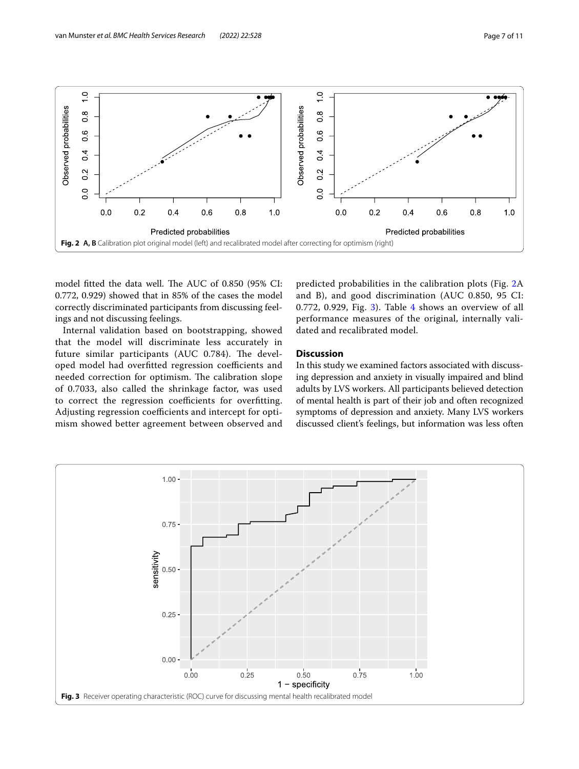Fig. 2 **A, B** Calibration plot original model (left) and recalibrated model after correcting for optimism (right)

model fitted the data well. The AUC of 0.850 (95% CI: 0.772, 0.929) showed that in 85% of the cases the model correctly discriminated participants from discussing feelings and not discussing feelings.

Internal validation based on bootstrapping, showed that the model will discriminate less accurately in future similar participants (AUC 0.784). The developed model had overfitted regression coefficients and needed correction for optimism. The calibration slope of 0.7033, also called the shrinkage factor, was used to correct the regression coefficients for overfitting. Adjusting regression coefficients and intercept for optimism showed better agreement between observed and predicted probabilities in the calibration plots (Fig. 2A and B), and good discrimination (AUC 0.850, 95 CI: 0.772, 0.929, Fig. 3). Table 4 shows an overview of all performance measures of the original, internally validated and recalibrated model.

## Discussion

In this study we examined factors associated with discussing depression and anxiety in visually impaired and blind adults by LVS workers. All participants believed detection of mental health is part of their job and often recognized symptoms of depression and anxiety. Many LVS workers discussed client's feelings, but information was less often

**Fig. 3** Receiver operating characteristic (ROC) curve for discussing mental health recalibrated model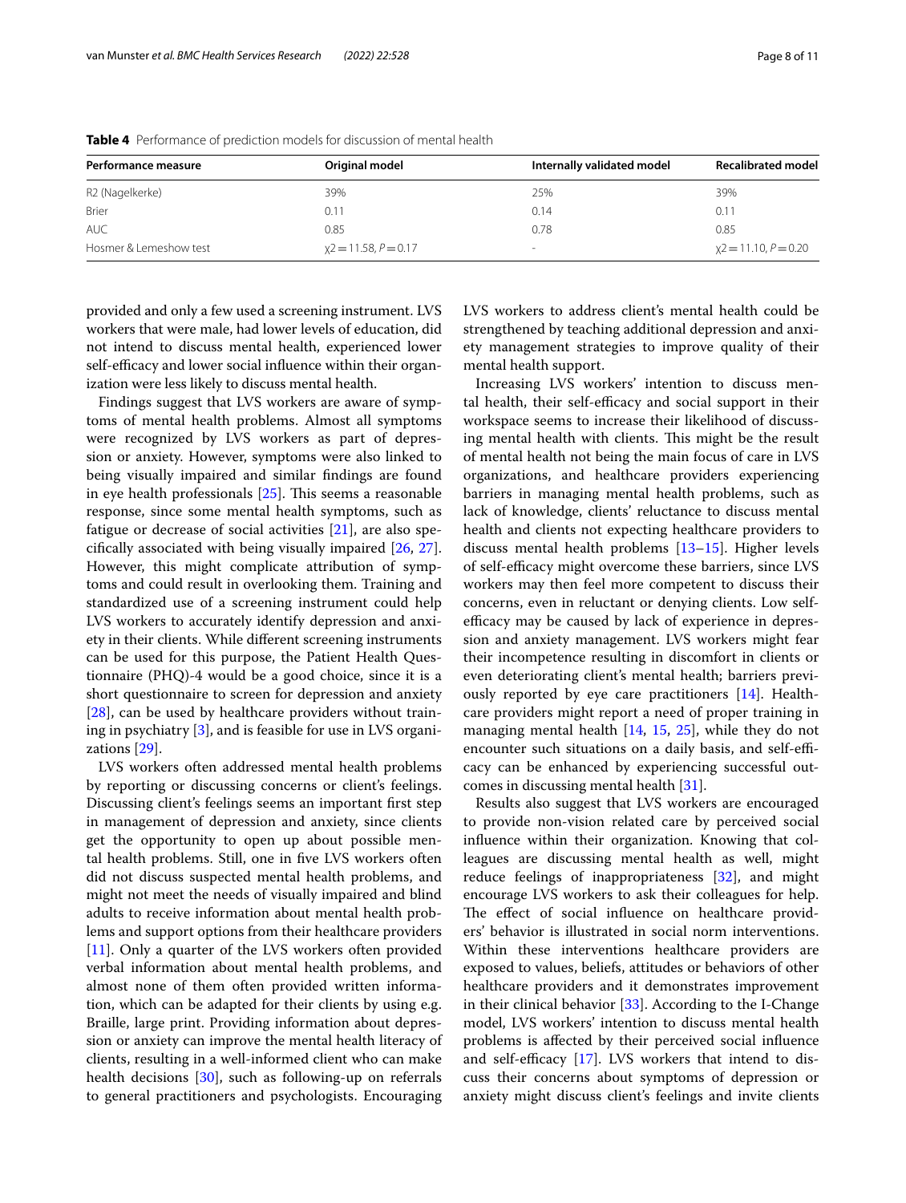**Table 4** Performance of prediction models for discussion of mental health

| Performance measure | Original model | Internally validated model | Recalibrated model |
|---|---|---|---|
| R2 (Nagelkerke) | 39% | 25% | 39% |
| Brier | 0.11 | 0.14 | 0.11 |
| AUC | 0.85 | 0.78 | 0.85 |
| Hosmer & Lemeshow test | $\chi2 = 11.58, P = 0.17$ | - | $\chi2 = 11.10, P = 0.20$ |

provided and only a few used a screening instrument. LVS workers that were male, had lower levels of education, did not intend to discuss mental health, experienced lower self-efficacy and lower social influence within their organization were less likely to discuss mental health.

Findings suggest that LVS workers are aware of symptoms of mental health problems. Almost all symptoms were recognized by LVS workers as part of depression or anxiety. However, symptoms were also linked to being visually impaired and similar findings are found in eye health professionals [25]. This seems a reasonable response, since some mental health symptoms, such as fatigue or decrease of social activities [21], are also specifically associated with being visually impaired [26, 27]. However, this might complicate attribution of symptoms and could result in overlooking them. Training and standardized use of a screening instrument could help LVS workers to accurately identify depression and anxiety in their clients. While different screening instruments can be used for this purpose, the Patient Health Questionnaire (PHQ)-4 would be a good choice, since it is a short questionnaire to screen for depression and anxiety [28], can be used by healthcare providers without training in psychiatry [3], and is feasible for use in LVS organizations [29].

LVS workers often addressed mental health problems by reporting or discussing concerns or client's feelings. Discussing client's feelings seems an important first step in management of depression and anxiety, since clients get the opportunity to open up about possible mental health problems. Still, one in five LVS workers often did not discuss suspected mental health problems, and might not meet the needs of visually impaired and blind adults to receive information about mental health problems and support options from their healthcare providers [11]. Only a quarter of the LVS workers often provided verbal information about mental health problems, and almost none of them often provided written information, which can be adapted for their clients by using e.g. Braille, large print. Providing information about depression or anxiety can improve the mental health literacy of clients, resulting in a well-informed client who can make health decisions [30], such as following-up on referrals to general practitioners and psychologists. Encouraging LVS workers to address client's mental health could be strengthened by teaching additional depression and anxiety management strategies to improve quality of their mental health support.

Increasing LVS workers' intention to discuss mental health, their self-efficacy and social support in their workspace seems to increase their likelihood of discussing mental health with clients. This might be the result of mental health not being the main focus of care in LVS organizations, and healthcare providers experiencing barriers in managing mental health problems, such as lack of knowledge, clients' reluctance to discuss mental health and clients not expecting healthcare providers to discuss mental health problems [13–15]. Higher levels of self-efficacy might overcome these barriers, since LVS workers may then feel more competent to discuss their concerns, even in reluctant or denying clients. Low self-efficacy may be caused by lack of experience in depression and anxiety management. LVS workers might fear their incompetence resulting in discomfort in clients or even deteriorating client's mental health; barriers previously reported by eye care practitioners [14]. Healthcare providers might report a need of proper training in managing mental health [14, 15, 25], while they do not encounter such situations on a daily basis, and self-efficacy can be enhanced by experiencing successful outcomes in discussing mental health [31].

Results also suggest that LVS workers are encouraged to provide non-vision related care by perceived social influence within their organization. Knowing that colleagues are discussing mental health as well, might reduce feelings of inappropriateness [32], and might encourage LVS workers to ask their colleagues for help. The effect of social influence on healthcare providers' behavior is illustrated in social norm interventions. Within these interventions healthcare providers are exposed to values, beliefs, attitudes or behaviors of other healthcare providers and it demonstrates improvement in their clinical behavior [33]. According to the I-Change model, LVS workers' intention to discuss mental health problems is affected by their perceived social influence and self-efficacy [17]. LVS workers that intend to discuss their concerns about symptoms of depression or anxiety might discuss client's feelings and invite clients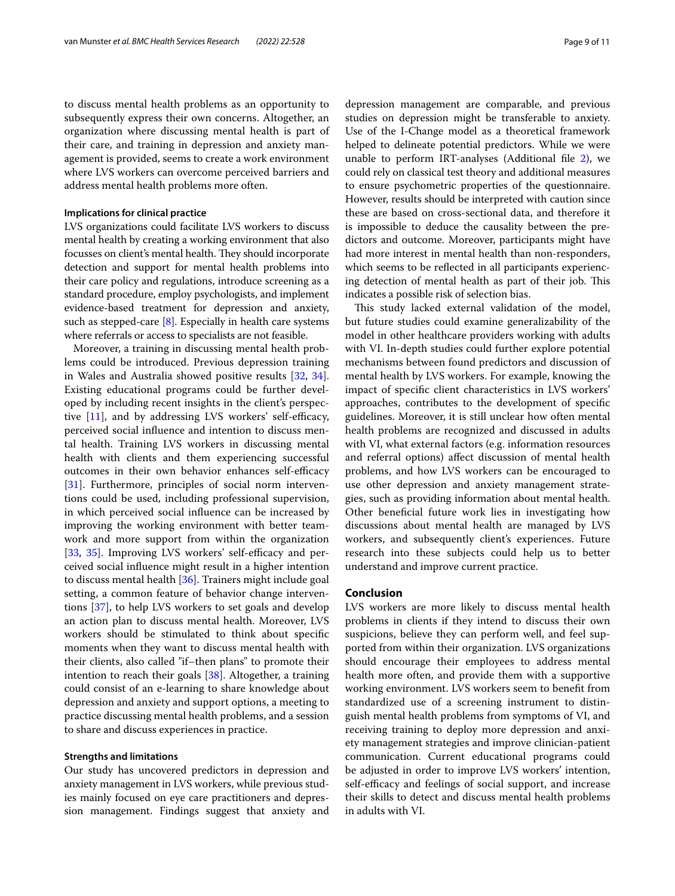to discuss mental health problems as an opportunity to subsequently express their own concerns. Altogether, an organization where discussing mental health is part of their care, and training in depression and anxiety management is provided, seems to create a work environment where LVS workers can overcome perceived barriers and address mental health problems more often.

### Implications for clinical practice

LVS organizations could facilitate LVS workers to discuss mental health by creating a working environment that also focusses on client's mental health. They should incorporate detection and support for mental health problems into their care policy and regulations, introduce screening as a standard procedure, employ psychologists, and implement evidence-based treatment for depression and anxiety, such as stepped-care [8]. Especially in health care systems where referrals or access to specialists are not feasible.

Moreover, a training in discussing mental health problems could be introduced. Previous depression training in Wales and Australia showed positive results [32, 34]. Existing educational programs could be further developed by including recent insights in the client's perspective [11], and by addressing LVS workers' self-efficacy, perceived social influence and intention to discuss mental health. Training LVS workers in discussing mental health with clients and them experiencing successful outcomes in their own behavior enhances self-efficacy [31]. Furthermore, principles of social norm interventions could be used, including professional supervision, in which perceived social influence can be increased by improving the working environment with better teamwork and more support from within the organization [33, 35]. Improving LVS workers' self-efficacy and perceived social influence might result in a higher intention to discuss mental health [36]. Trainers might include goal setting, a common feature of behavior change interventions [37], to help LVS workers to set goals and develop an action plan to discuss mental health. Moreover, LVS workers should be stimulated to think about specific moments when they want to discuss mental health with their clients, also called "if–then plans" to promote their intention to reach their goals [38]. Altogether, a training could consist of an e-learning to share knowledge about depression and anxiety and support options, a meeting to practice discussing mental health problems, and a session to share and discuss experiences in practice.

### Strengths and limitations

Our study has uncovered predictors in depression and anxiety management in LVS workers, while previous studies mainly focused on eye care practitioners and depression management. Findings suggest that anxiety and depression management are comparable, and previous studies on depression might be transferable to anxiety. Use of the I-Change model as a theoretical framework helped to delineate potential predictors. While we were unable to perform IRT-analyses (Additional file 2), we could rely on classical test theory and additional measures to ensure psychometric properties of the questionnaire. However, results should be interpreted with caution since these are based on cross-sectional data, and therefore it is impossible to deduce the causality between the predictors and outcome. Moreover, participants might have had more interest in mental health than non-responders, which seems to be reflected in all participants experiencing detection of mental health as part of their job. This indicates a possible risk of selection bias.

This study lacked external validation of the model, but future studies could examine generalizability of the model in other healthcare providers working with adults with VI. In-depth studies could further explore potential mechanisms between found predictors and discussion of mental health by LVS workers. For example, knowing the impact of specific client characteristics in LVS workers' approaches, contributes to the development of specific guidelines. Moreover, it is still unclear how often mental health problems are recognized and discussed in adults with VI, what external factors (e.g. information resources and referral options) affect discussion of mental health problems, and how LVS workers can be encouraged to use other depression and anxiety management strategies, such as providing information about mental health. Other beneficial future work lies in investigating how discussions about mental health are managed by LVS workers, and subsequently client's experiences. Future research into these subjects could help us to better understand and improve current practice.

## Conclusion

LVS workers are more likely to discuss mental health problems in clients if they intend to discuss their own suspicions, believe they can perform well, and feel supported from within their organization. LVS organizations should encourage their employees to address mental health more often, and provide them with a supportive working environment. LVS workers seem to benefit from standardized use of a screening instrument to distinguish mental health problems from symptoms of VI, and receiving training to deploy more depression and anxiety management strategies and improve clinician-patient communication. Current educational programs could be adjusted in order to improve LVS workers' intention, self-efficacy and feelings of social support, and increase their skills to detect and discuss mental health problems in adults with VI.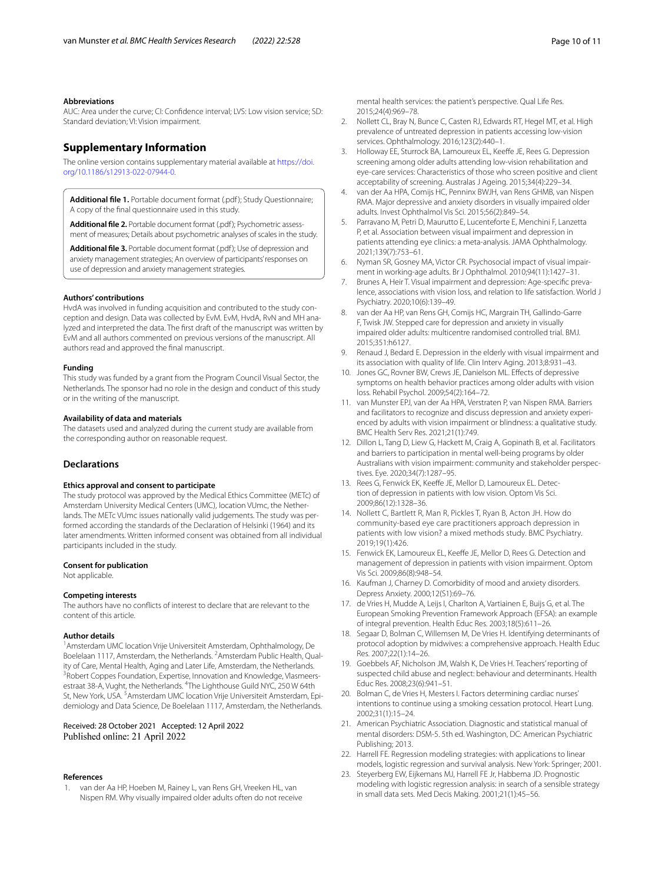### Abbreviations

AUC: Area under the curve; CI: Confidence interval; LVS: Low vision service; SD: Standard deviation; VI: Vision impairment.

## Supplementary Information

The online version contains supplementary material available at https://doi.org/10.1186/s12913-022-07944-0.

**Additional file 1.** Portable document format (.pdf); Study Questionnaire; A copy of the final questionnaire used in this study.

**Additional file 2.** Portable document format (.pdf); Psychometric assessment of measures; Details about psychometric analyses of scales in the study.

**Additional file 3.** Portable document format (.pdf); Use of depression and anxiety management strategies; An overview of participants' responses on use of depression and anxiety management strategies.

### Authors' contributions

HvdA was involved in funding acquisition and contributed to the study conception and design. Data was collected by EvM. EvM, HvdA, RvN and MH analyzed and interpreted the data. The first draft of the manuscript was written by EvM and all authors commented on previous versions of the manuscript. All authors read and approved the final manuscript.

### Funding

This study was funded by a grant from the Program Council Visual Sector, the Netherlands. The sponsor had no role in the design and conduct of this study or in the writing of the manuscript.

### Availability of data and materials

The datasets used and analyzed during the current study are available from the corresponding author on reasonable request.

## Declarations

### Ethics approval and consent to participate

The study protocol was approved by the Medical Ethics Committee (METc) of Amsterdam University Medical Centers (UMC), location VUmc, the Netherlands. The METc VUmc issues nationally valid judgements. The study was performed according the standards of the Declaration of Helsinki (1964) and its later amendments. Written informed consent was obtained from all individual participants included in the study.

### Consent for publication

Not applicable.

### Competing interests

The authors have no conflicts of interest to declare that are relevant to the content of this article.

### Author details

[1] Amsterdam UMC location Vrije Universiteit Amsterdam, Ophthalmology, De Boelelaan 1117, Amsterdam, the Netherlands. [2] Amsterdam Public Health, Quality of Care, Mental Health, Aging and Later Life, Amsterdam, the Netherlands. [3] Robert Coppes Foundation, Expertise, Innovation and Knowledge, Vlasmeersestraat 38-A, Vught, the Netherlands. [4] The Lighthouse Guild NYC, 250 W 64th St, New York, USA. [5] Amsterdam UMC location Vrije Universiteit Amsterdam, Epidemiology and Data Science, De Boelelaan 1117, Amsterdam, the Netherlands.

Received: 28 October 2021 Accepted: 12 April 2022
Published online: 21 April 2022

### References

1. van der Aa HP, Hoeben M, Rainey L, van Rens GH, Vreeken HL, van Nispen RM. Why visually impaired older adults often do not receive mental health services: the patient's perspective. Qual Life Res. 2015;24(4):969–78.
2. Nollett CL, Bray N, Bunce C, Casten RJ, Edwards RT, Hegel MT, et al. High prevalence of untreated depression in patients accessing low-vision services. Ophthalmology. 2016;123(2):440–1.
3. Holloway EE, Sturrock BA, Lamoureux EL, Keeffe JE, Rees G. Depression screening among older adults attending low-vision rehabilitation and eye-care services: Characteristics of those who screen positive and client acceptability of screening. Australas J Ageing. 2015;34(4):229–34.
4. van der Aa HPA, Comijs HC, Penninx BWJH, van Rens GHMB, van Nispen RMA. Major depressive and anxiety disorders in visually impaired older adults. Invest Ophthalmol Vis Sci. 2015;56(2):849–54.
5. Parravano M, Petri D, Maurutto E, Lucenteforte E, Menchini F, Lanzetta P, et al. Association between visual impairment and depression in patients attending eye clinics: a meta-analysis. JAMA Ophthalmology. 2021;139(7):753–61.
6. Nyman SR, Gosney MA, Victor CR. Psychosocial impact of visual impairment in working-age adults. Br J Ophthalmol. 2010;94(11):1427–31.
7. Brunes A, Heir T. Visual impairment and depression: Age-specific prevalence, associations with vision loss, and relation to life satisfaction. World J Psychiatry. 2020;10(6):139–49.
8. van der Aa HP, van Rens GH, Comijs HC, Margrain TH, Gallindo-Garre F, Twisk JW. Stepped care for depression and anxiety in visually impaired older adults: multicentre randomised controlled trial. BMJ. 2015;351:h6127.
9. Renaud J, Bedard E. Depression in the elderly with visual impairment and its association with quality of life. Clin Interv Aging. 2013;8:931–43.
10. Jones GC, Rovner BW, Crews JE, Danielson ML. Effects of depressive symptoms on health behavior practices among older adults with vision loss. Rehabil Psychol. 2009;54(2):164–72.
11. van Munster EPJ, van der Aa HPA, Verstraten P, van Nispen RMA. Barriers and facilitators to recognize and discuss depression and anxiety experienced by adults with vision impairment or blindness: a qualitative study. BMC Health Serv Res. 2021;21(1):749.
12. Dillon L, Tang D, Liew G, Hackett M, Craig A, Gopinath B, et al. Facilitators and barriers to participation in mental well-being programs by older Australians with vision impairment: community and stakeholder perspectives. Eye. 2020;34(7):1287–95.
13. Rees G, Fenwick EK, Keeffe JE, Mellor D, Lamoureux EL. Detection of depression in patients with low vision. Optom Vis Sci. 2009;86(12):1328–36.
14. Nollett C, Bartlett R, Man R, Pickles T, Ryan B, Acton JH. How do community-based eye care practitioners approach depression in patients with low vision? a mixed methods study. BMC Psychiatry. 2019;19(1):426.
15. Fenwick EK, Lamoureux EL, Keeffe JE, Mellor D, Rees G. Detection and management of depression in patients with vision impairment. Optom Vis Sci. 2009;86(8):948–54.
16. Kaufman J, Charney D. Comorbidity of mood and anxiety disorders. Depress Anxiety. 2000;12(S1):69–76.
17. de Vries H, Mudde A, Leijs I, Charlton A, Vartiainen E, Buijs G, et al. The European Smoking Prevention Framework Approach (EFSA): an example of integral prevention. Health Educ Res. 2003;18(5):611–26.
18. Segaar D, Bolman C, Willemsen M, De Vries H. Identifying determinants of protocol adoption by midwives: a comprehensive approach. Health Educ Res. 2007;22(1):14–26.
19. Goebbels AF, Nicholson JM, Walsh K, De Vries H. Teachers' reporting of suspected child abuse and neglect: behaviour and determinants. Health Educ Res. 2008;23(6):941–51.
20. Bolman C, de Vries H, Mesters I. Factors determining cardiac nurses' intentions to continue using a smoking cessation protocol. Heart Lung. 2002;31(1):15–24.
21. American Psychiatric Association. Diagnostic and statistical manual of mental disorders: DSM-5. 5th ed. Washington, DC: American Psychiatric Publishing; 2013.
22. Harrell FE. Regression modeling strategies: with applications to linear models, logistic regression and survival analysis. New York: Springer; 2001.
23. Steyerberg EW, Eijkemans MJ, Harrell FE Jr, Habbema JD. Prognostic modeling with logistic regression analysis: in search of a sensible strategy in small data sets. Med Decis Making. 2001;21(1):45–56.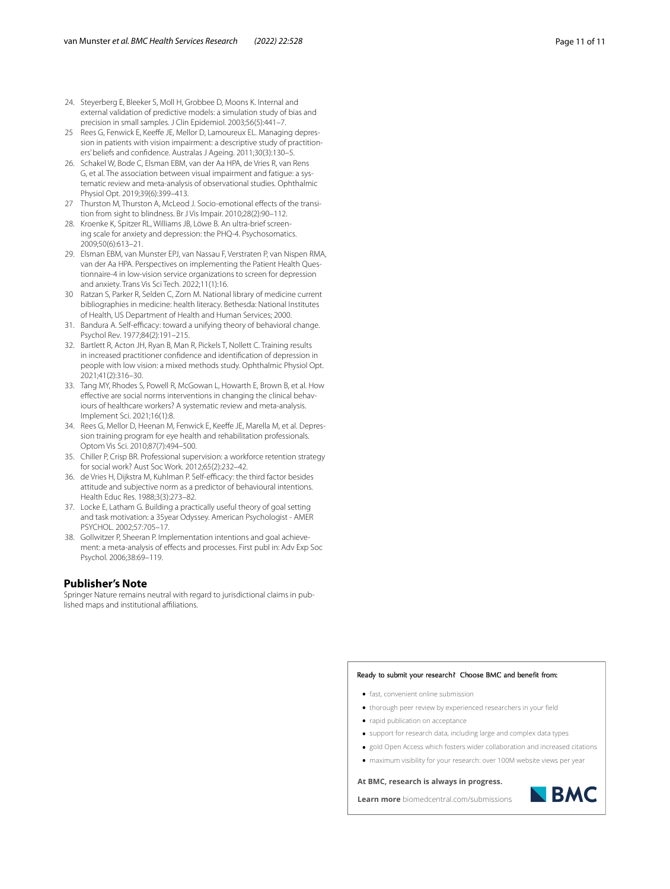24. Steyerberg E, Bleeker S, Moll H, Grobbee D, Moons K. Internal and external validation of predictive models: a simulation study of bias and precision in small samples. J Clin Epidemiol. 2003;56(5):441–7.
25 Rees G, Fenwick E, Keeffe JE, Mellor D, Lamoureux EL. Managing depression in patients with vision impairment: a descriptive study of practitioners' beliefs and confidence. Australas J Ageing. 2011;30(3):130–5.
26. Schakel W, Bode C, Elsman EBM, van der Aa HPA, de Vries R, van Rens G, et al. The association between visual impairment and fatigue: a systematic review and meta-analysis of observational studies. Ophthalmic Physiol Opt. 2019;39(6):399–413.
27 Thurston M, Thurston A, McLeod J. Socio-emotional effects of the transition from sight to blindness. Br J Vis Impair. 2010;28(2):90–112.
28. Kroenke K, Spitzer RL, Williams JB, Löwe B. An ultra-brief screening scale for anxiety and depression: the PHQ-4. Psychosomatics. 2009;50(6):613–21.
29. Elsman EBM, van Munster EPJ, van Nassau F, Verstraten P, van Nispen RMA, van der Aa HPA. Perspectives on implementing the Patient Health Questionnaire-4 in low-vision service organizations to screen for depression and anxiety. Trans Vis Sci Tech. 2022;11(1):16.
30 Ratzan S, Parker R, Selden C, Zorn M. National library of medicine current bibliographies in medicine: health literacy. Bethesda: National Institutes of Health, US Department of Health and Human Services; 2000.
31. Bandura A. Self-efficacy: toward a unifying theory of behavioral change. Psychol Rev. 1977;84(2):191–215.
32. Bartlett R, Acton JH, Ryan B, Man R, Pickels T, Nollett C. Training results in increased practitioner confidence and identification of depression in people with low vision: a mixed methods study. Ophthalmic Physiol Opt. 2021;41(2):316–30.
33. Tang MY, Rhodes S, Powell R, McGowan L, Howarth E, Brown B, et al. How effective are social norms interventions in changing the clinical behaviours of healthcare workers? A systematic review and meta-analysis. Implement Sci. 2021;16(1):8.
34. Rees G, Mellor D, Heenan M, Fenwick E, Keeffe JE, Marella M, et al. Depression training program for eye health and rehabilitation professionals. Optom Vis Sci. 2010;87(7):494–500.
35. Chiller P, Crisp BR. Professional supervision: a workforce retention strategy for social work? Aust Soc Work. 2012;65(2):232–42.
36. de Vries H, Dijkstra M, Kuhlman P. Self-efficacy: the third factor besides attitude and subjective norm as a predictor of behavioural intentions. Health Educ Res. 1988;3(3):273–82.
37. Locke E, Latham G. Building a practically useful theory of goal setting and task motivation: a 35year Odyssey. American Psychologist - AMER PSYCHOL. 2002;57:705–17.
38. Gollwitzer P, Sheeran P. Implementation intentions and goal achievement: a meta-analysis of effects and processes. First publ in: Adv Exp Soc Psychol. 2006;38:69–119.

## Publisher's Note

Springer Nature remains neutral with regard to jurisdictional claims in published maps and institutional affiliations.

Ready to submit your research? Choose BMC and benefit from:

- fast, convenient online submission
- thorough peer review by experienced researchers in your field
- rapid publication on acceptance
- support for research data, including large and complex data types
- gold Open Access which fosters wider collaboration and increased citations
- maximum visibility for your research: over 100M website views per year

**At BMC, research is always in progress.**

**Learn more** biomedcentral.com/submissions

BMC